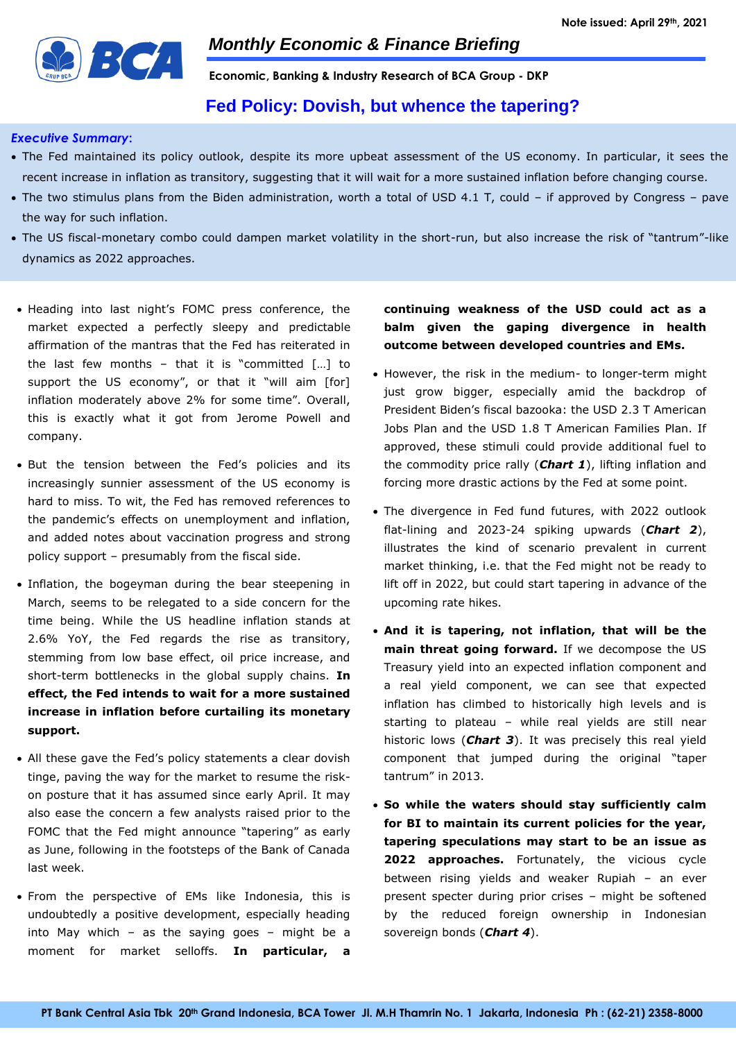Note issued: April 29th, 2021

## Monthly Economic & Finance Briefing

**Economic, Banking & Industry Research of BCA Group - DKP**

# Fed Policy: Dovish, but whence the tapering?

***Executive Summary*:**

- The Fed maintained its policy outlook, despite its more upbeat assessment of the US economy. In particular, it sees the recent increase in inflation as transitory, suggesting that it will wait for a more sustained inflation before changing course.
- The two stimulus plans from the Biden administration, worth a total of USD 4.1 T, could – if approved by Congress – pave the way for such inflation.
- The US fiscal-monetary combo could dampen market volatility in the short-run, but also increase the risk of "tantrum"-like dynamics as 2022 approaches.

- Heading into last night's FOMC press conference, the market expected a perfectly sleepy and predictable affirmation of the mantras that the Fed has reiterated in the last few months – that it is "committed […] to support the US economy", or that it "will aim [for] inflation moderately above 2% for some time". Overall, this is exactly what it got from Jerome Powell and company.
- But the tension between the Fed's policies and its increasingly sunnier assessment of the US economy is hard to miss. To wit, the Fed has removed references to the pandemic's effects on unemployment and inflation, and added notes about vaccination progress and strong policy support – presumably from the fiscal side.
- Inflation, the bogeyman during the bear steepening in March, seems to be relegated to a side concern for the time being. While the US headline inflation stands at 2.6% YoY, the Fed regards the rise as transitory, stemming from low base effect, oil price increase, and short-term bottlenecks in the global supply chains. **In effect, the Fed intends to wait for a more sustained increase in inflation before curtailing its monetary support.**
- All these gave the Fed's policy statements a clear dovish tinge, paving the way for the market to resume the risk-on posture that it has assumed since early April. It may also ease the concern a few analysts raised prior to the FOMC that the Fed might announce "tapering" as early as June, following in the footsteps of the Bank of Canada last week.
- From the perspective of EMs like Indonesia, this is undoubtedly a positive development, especially heading into May which – as the saying goes – might be a moment for market selloffs. **In particular, a continuing weakness of the USD could act as a balm given the gaping divergence in health outcome between developed countries and EMs.**
- However, the risk in the medium- to longer-term might just grow bigger, especially amid the backdrop of President Biden's fiscal bazooka: the USD 2.3 T American Jobs Plan and the USD 1.8 T American Families Plan. If approved, these stimuli could provide additional fuel to the commodity price rally (***Chart 1***), lifting inflation and forcing more drastic actions by the Fed at some point.
- The divergence in Fed fund futures, with 2022 outlook flat-lining and 2023-24 spiking upwards (***Chart 2***), illustrates the kind of scenario prevalent in current market thinking, i.e. that the Fed might not be ready to lift off in 2022, but could start tapering in advance of the upcoming rate hikes.
- **And it is tapering, not inflation, that will be the main threat going forward.** If we decompose the US Treasury yield into an expected inflation component and a real yield component, we can see that expected inflation has climbed to historically high levels and is starting to plateau – while real yields are still near historic lows (***Chart 3***). It was precisely this real yield component that jumped during the original "taper tantrum" in 2013.
- **So while the waters should stay sufficiently calm for BI to maintain its current policies for the year, tapering speculations may start to be an issue as 2022 approaches.** Fortunately, the vicious cycle between rising yields and weaker Rupiah – an ever present specter during prior crises – might be softened by the reduced foreign ownership in Indonesian sovereign bonds (***Chart 4***).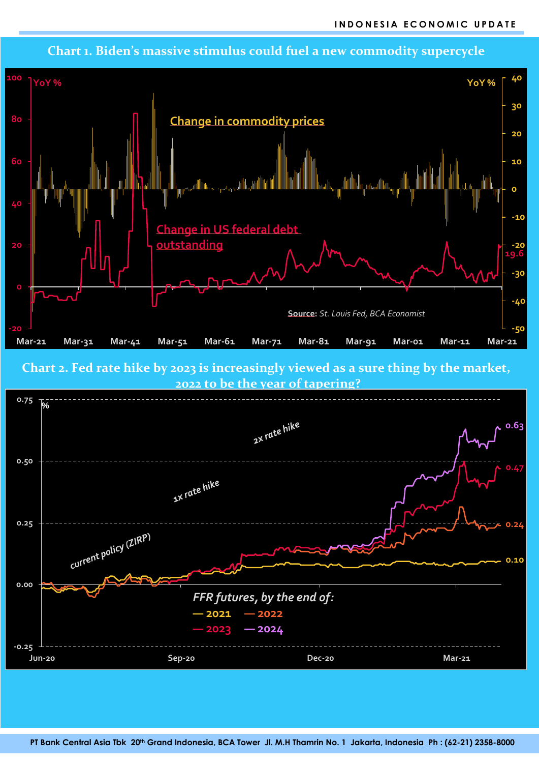**Chart 1. Biden's massive stimulus could fuel a new commodity supercycle**

YoY %

Change in commodity prices

Change in US federal debt outstanding

19.6

Source: St. Louis Fed, BCA Economist

**Chart 2. Fed rate hike by 2023 is increasingly viewed as a sure thing by the market, 2022 to be the year of tapering?**

%

2x rate hike

1x rate hike

current policy (ZIRP)

*FFR futures, by the end of:*

2021, 2022, 2023, 2024

0.63, 0.47, 0.24, 0.10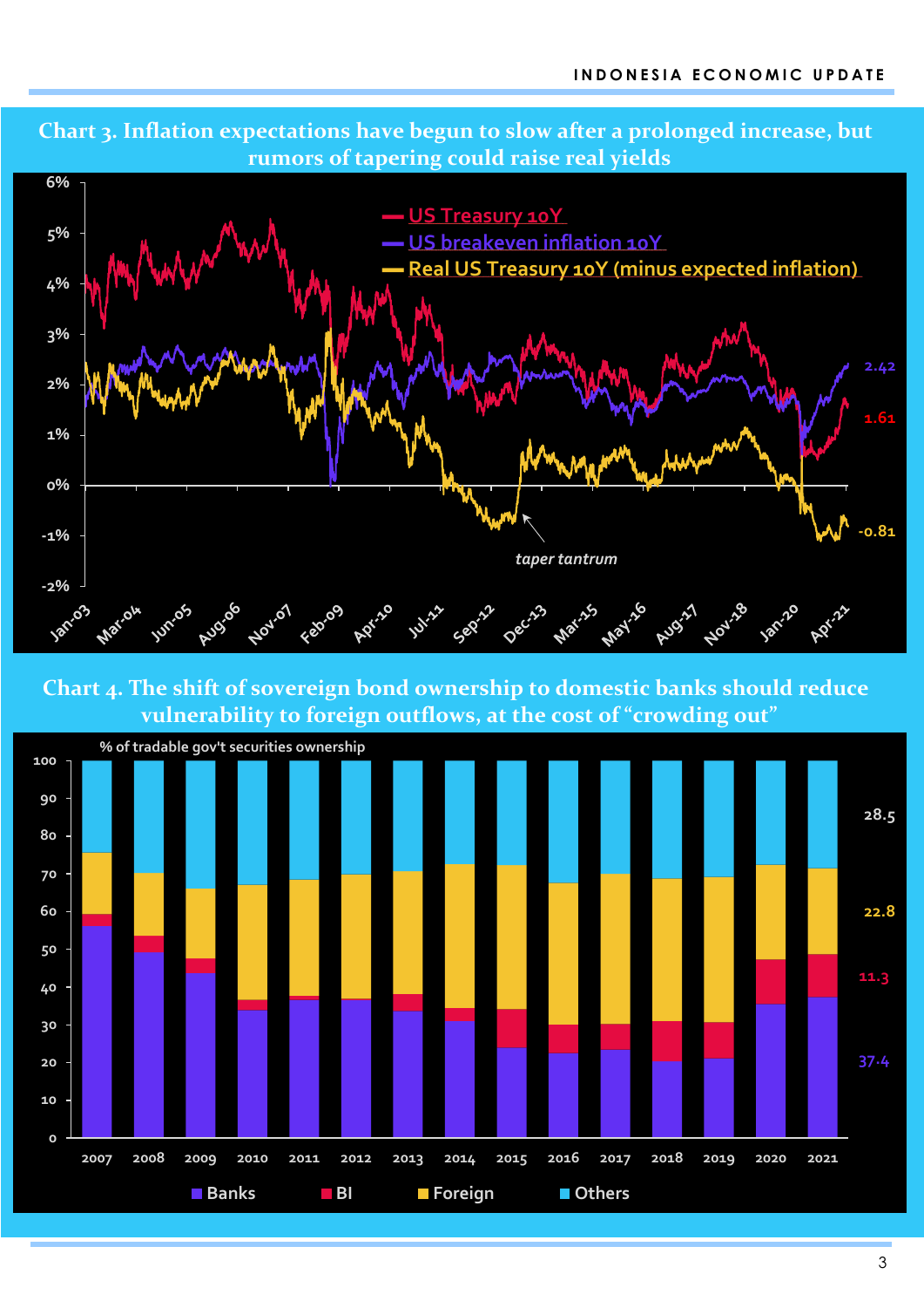**Chart 3. Inflation expectations have begun to slow after a prolonged increase, but rumors of tapering could raise real yields**

**Chart 4. The shift of sovereign bond ownership to domestic banks should reduce vulnerability to foreign outflows, at the cost of "crowding out"**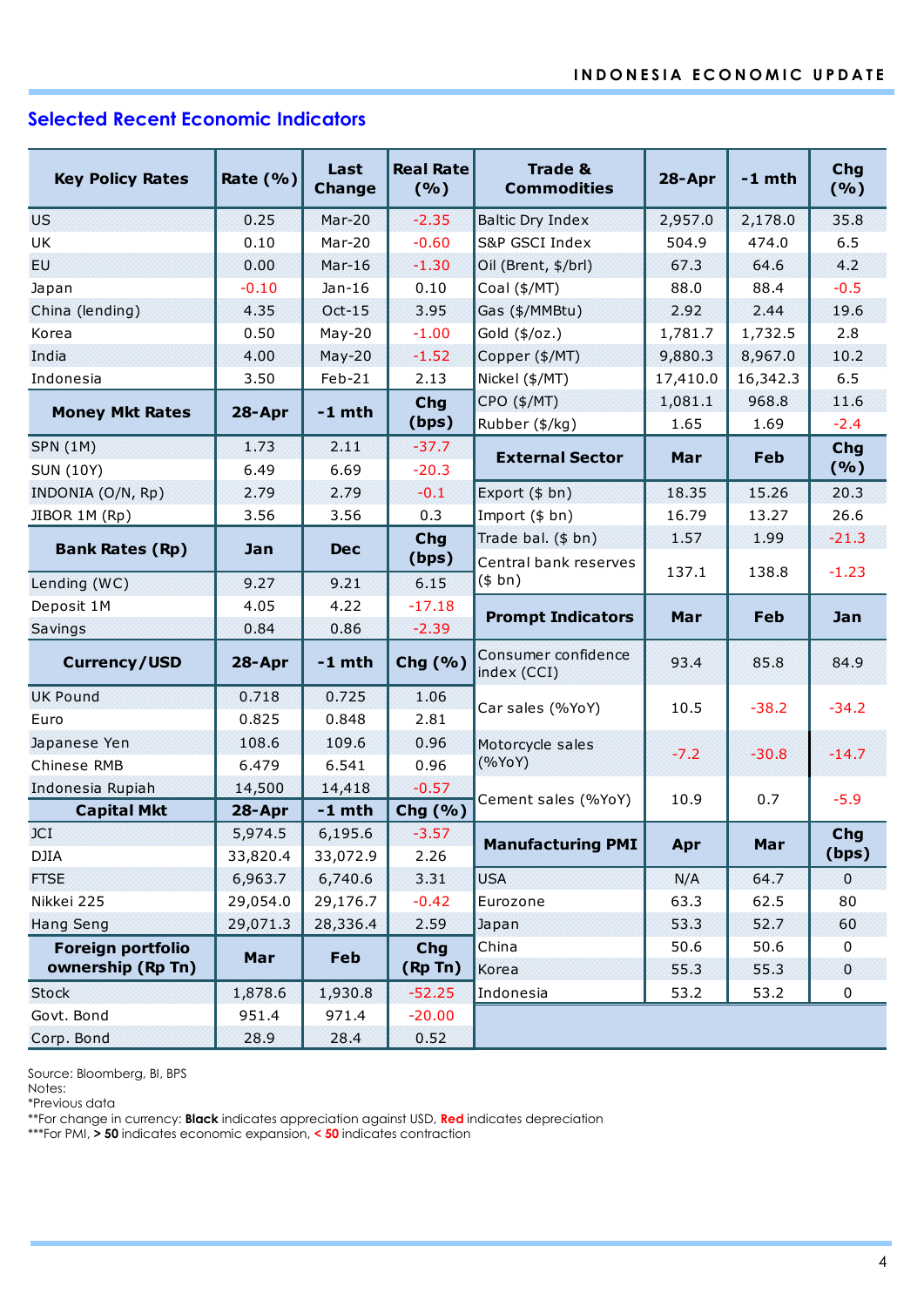## Selected Recent Economic Indicators

| Key Policy Rates | Rate (%) | Last Change | Real Rate (%) |
|---|---|---|---|
| US | 0.25 | Mar-20 | -2.35 |
| UK | 0.10 | Mar-20 | -0.60 |
| EU | 0.00 | Mar-16 | -1.30 |
| Japan | -0.10 | Jan-16 | 0.10 |
| China (lending) | 4.35 | Oct-15 | 3.95 |
| Korea | 0.50 | May-20 | -1.00 |
| India | 4.00 | May-20 | -1.52 |
| Indonesia | 3.50 | Feb-21 | 2.13 |

| Money Mkt Rates | 28-Apr | -1 mth | Chg (bps) |
|---|---|---|---|
| SPN (1M) | 1.73 | 2.11 | -37.7 |
| SUN (10Y) | 6.49 | 6.69 | -20.3 |
| INDONIA (O/N, Rp) | 2.79 | 2.79 | -0.1 |
| JIBOR 1M (Rp) | 3.56 | 3.56 | 0.3 |

| Bank Rates (Rp) | Jan | Dec | Chg (bps) |
|---|---|---|---|
| Lending (WC) | 9.27 | 9.21 | 6.15 |
| Deposit 1M | 4.05 | 4.22 | -17.18 |
| Savings | 0.84 | 0.86 | -2.39 |

| Currency/USD | 28-Apr | -1 mth | Chg (%) |
|---|---|---|---|
| UK Pound | 0.718 | 0.725 | 1.06 |
| Euro | 0.825 | 0.848 | 2.81 |
| Japanese Yen | 108.6 | 109.6 | 0.96 |
| Chinese RMB | 6.479 | 6.541 | 0.96 |
| Indonesia Rupiah | 14,500 | 14,418 | -0.57 |

| Capital Mkt | 28-Apr | -1 mth | Chg (%) |
|---|---|---|---|
| JCI | 5,974.5 | 6,195.6 | -3.57 |
| DJIA | 33,820.4 | 33,072.9 | 2.26 |
| FTSE | 6,963.7 | 6,740.6 | 3.31 |
| Nikkei 225 | 29,054.0 | 29,176.7 | -0.42 |
| Hang Seng | 29,071.3 | 28,336.4 | 2.59 |

| Foreign portfolio ownership (Rp Tn) | Mar | Feb | Chg (Rp Tn) |
|---|---|---|---|
| Stock | 1,878.6 | 1,930.8 | -52.25 |
| Govt. Bond | 951.4 | 971.4 | -20.00 |
| Corp. Bond | 28.9 | 28.4 | 0.52 |

| Trade & Commodities | 28-Apr | -1 mth | Chg (%) |
|---|---|---|---|
| Baltic Dry Index | 2,957.0 | 2,178.0 | 35.8 |
| S&P GSCI Index | 504.9 | 474.0 | 6.5 |
| Oil (Brent, $/brl) | 67.3 | 64.6 | 4.2 |
| Coal ($/MT) | 88.0 | 88.4 | -0.5 |
| Gas ($/MMBtu) | 2.92 | 2.44 | 19.6 |
| Gold ($/oz.) | 1,781.7 | 1,732.5 | 2.8 |
| Copper ($/MT) | 9,880.3 | 8,967.0 | 10.2 |
| Nickel ($/MT) | 17,410.0 | 16,342.3 | 6.5 |
| CPO ($/MT) | 1,081.1 | 968.8 | 11.6 |
| Rubber ($/kg) | 1.65 | 1.69 | -2.4 |

| External Sector | Mar | Feb | Chg (%) |
|---|---|---|---|
| Export ($ bn) | 18.35 | 15.26 | 20.3 |
| Import ($ bn) | 16.79 | 13.27 | 26.6 |
| Trade bal. ($ bn) | 1.57 | 1.99 | -21.3 |
| Central bank reserves ($ bn) | 137.1 | 138.8 | -1.23 |

| Prompt Indicators | Mar | Feb | Jan |
|---|---|---|---|
| Consumer confidence index (CCI) | 93.4 | 85.8 | 84.9 |
| Car sales (%YoY) | 10.5 | -38.2 | -34.2 |
| Motorcycle sales (%YoY) | -7.2 | -30.8 | -14.7 |
| Cement sales (%YoY) | 10.9 | 0.7 | -5.9 |

| Manufacturing PMI | Apr | Mar | Chg (bps) |
|---|---|---|---|
| USA | N/A | 64.7 | 0 |
| Eurozone | 63.3 | 62.5 | 80 |
| Japan | 53.3 | 52.7 | 60 |
| China | 50.6 | 50.6 | 0 |
| Korea | 55.3 | 55.3 | 0 |
| Indonesia | 53.2 | 53.2 | 0 |

Source: Bloomberg, BI, BPS
Notes:
*Previous data
**For change in currency: **Black** indicates appreciation against USD, **Red** indicates depreciation
***For PMI, **> 50** indicates economic expansion, **< 50** indicates contraction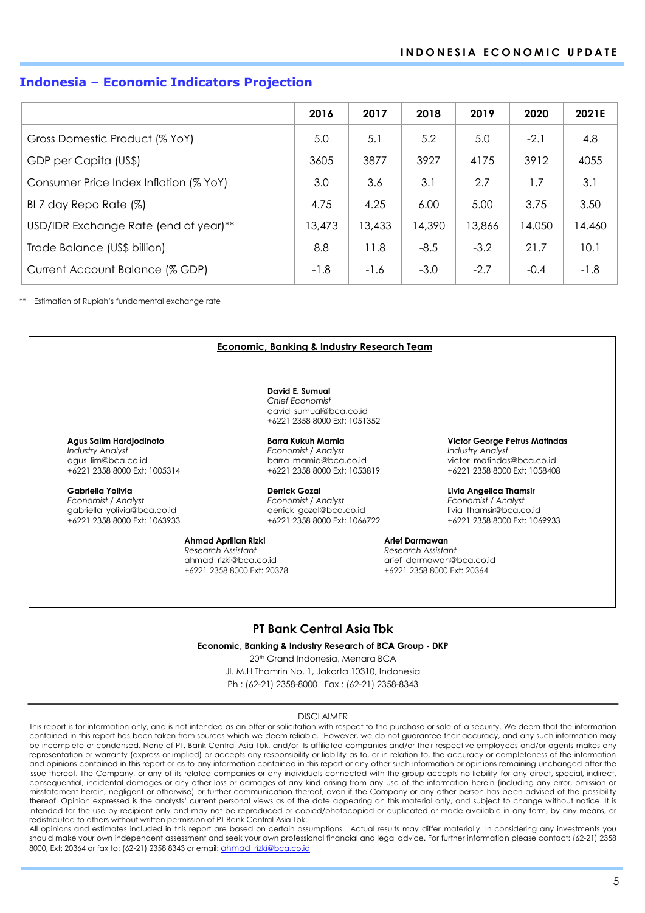## Indonesia – Economic Indicators Projection

| | 2016 | 2017 | 2018 | 2019 | 2020 | 2021E |
|---|---|---|---|---|---|---|
| Gross Domestic Product (% YoY) | 5.0 | 5.1 | 5.2 | 5.0 | -2.1 | 4.8 |
| GDP per Capita (US$) | 3605 | 3877 | 3927 | 4175 | 3912 | 4055 |
| Consumer Price Index Inflation (% YoY) | 3.0 | 3.6 | 3.1 | 2.7 | 1.7 | 3.1 |
| BI 7 day Repo Rate (%) | 4.75 | 4.25 | 6.00 | 5.00 | 3.75 | 3.50 |
| USD/IDR Exchange Rate (end of year)** | 13,473 | 13,433 | 14,390 | 13,866 | 14.050 | 14.460 |
| Trade Balance (US$ billion) | 8.8 | 11.8 | -8.5 | -3.2 | 21.7 | 10.1 |
| Current Account Balance (% GDP) | -1.8 | -1.6 | -3.0 | -2.7 | -0.4 | -1.8 |

** Estimation of Rupiah's fundamental exchange rate

**Economic, Banking & Industry Research Team**

**David E. Sumual**
*Chief Economist*
david_sumual@bca.co.id
+6221 2358 8000 Ext: 1051352

**Agus Salim Hardjodinoto**
*Industry Analyst*
agus_lim@bca.co.id
+6221 2358 8000 Ext: 1005314

**Barra Kukuh Mamia**
*Economist / Analyst*
barra_mamia@bca.co.id
+6221 2358 8000 Ext: 1053819

**Victor George Petrus Matindas**
*Industry Analyst*
victor_matindas@bca.co.id
+6221 2358 8000 Ext: 1058408

**Gabriella Yolivia**
*Economist / Analyst*
gabriella_yolivia@bca.co.id
+6221 2358 8000 Ext: 1063933

**Derrick Gozal**
*Economist / Analyst*
derrick_gozal@bca.co.id
+6221 2358 8000 Ext: 1066722

**Livia Angelica Thamsir**
*Economist / Analyst*
livia_thamsir@bca.co.id
+6221 2358 8000 Ext: 1069933

**Ahmad Aprilian Rizki**
*Research Assistant*
ahmad_rizki@bca.co.id
+6221 2358 8000 Ext: 20378

**Arief Darmawan**
*Research Assistant*
arief_darmawan@bca.co.id
+6221 2358 8000 Ext: 20364

## PT Bank Central Asia Tbk

**Economic, Banking & Industry Research of BCA Group - DKP**
20th Grand Indonesia, Menara BCA
Jl. M.H Thamrin No. 1, Jakarta 10310, Indonesia
Ph : (62-21) 2358-8000 Fax : (62-21) 2358-8343

DISCLAIMER

This report is for information only, and is not intended as an offer or solicitation with respect to the purchase or sale of a security. We deem that the information contained in this report has been taken from sources which we deem reliable. However, we do not guarantee their accuracy, and any such information may be incomplete or condensed. None of PT. Bank Central Asia Tbk, and/or its affiliated companies and/or their respective employees and/or agents makes any representation or warranty (express or implied) or accepts any responsibility or liability as to, or in relation to, the accuracy or completeness of the information and opinions contained in this report or as to any information contained in this report or any other such information or opinions remaining unchanged after the issue thereof. The Company, or any of its related companies or any individuals connected with the group accepts no liability for any direct, special, indirect, consequential, incidental damages or any other loss or damages of any kind arising from any use of the information herein (including any error, omission or misstatement herein, negligent or otherwise) or further communication thereof, even if the Company or any other person has been advised of the possibility thereof. Opinion expressed is the analysts' current personal views as of the date appearing on this material only, and subject to change without notice. It is intended for the use by recipient only and may not be reproduced or copied/photocopied or duplicated or made available in any form, by any means, or redistributed to others without written permission of PT Bank Central Asia Tbk.

All opinions and estimates included in this report are based on certain assumptions. Actual results may differ materially. In considering any investments you should make your own independent assessment and seek your own professional financial and legal advice. For further information please contact: (62-21) 2358 8000, Ext: 20364 or fax to: (62-21) 2358 8343 or email: ahmad_rizki@bca.co.id